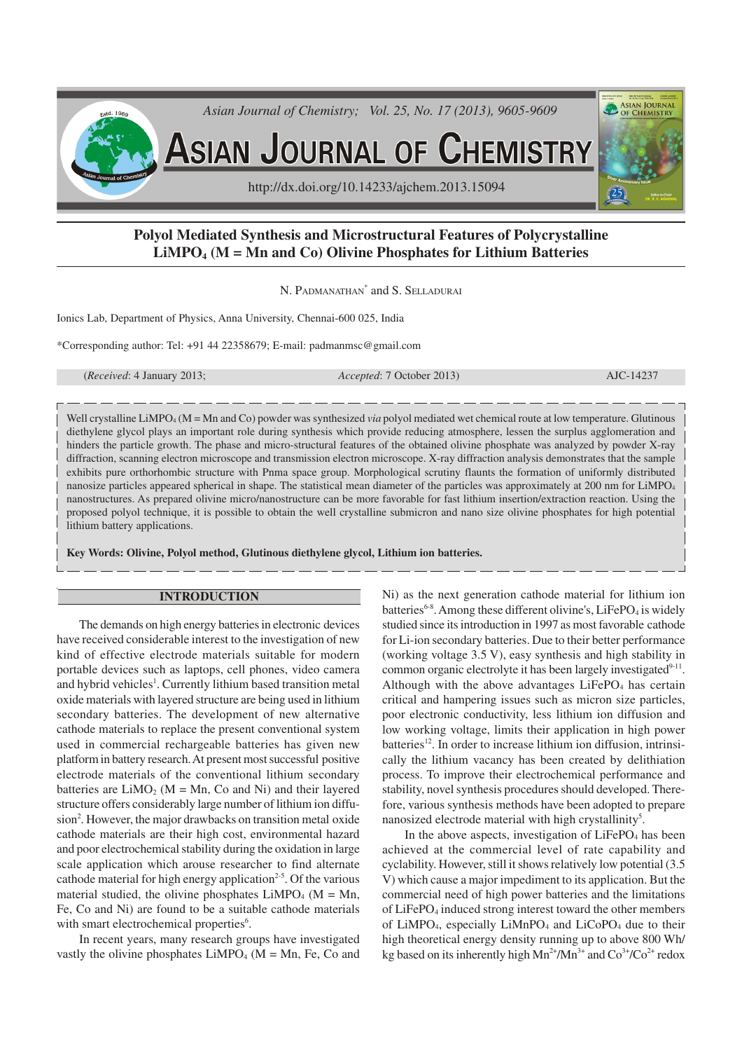# Polyol Mediated Synthesis and Microstructural Features of Polycrystalline $LiMPO_4$ (M = Mn and Co) Olivine Phosphates for Lithium Batteries

N. PADMANATHAN* and S. SELLADURAI

Ionics Lab, Department of Physics, Anna University, Chennai-600 025, India

*Corresponding author: Tel: +91 44 22358679; E-mail: padmanmsc@gmail.com

(*Received*: 4 January 2013; *Accepted*: 7 October 2013) AJC-14237

Well crystalline $LiMPO_4$ (M = Mn and Co) powder was synthesized *via* polyol mediated wet chemical route at low temperature. Glutinous diethylene glycol plays an important role during synthesis which provide reducing atmosphere, lessen the surplus agglomeration and hinders the particle growth. The phase and micro-structural features of the obtained olivine phosphate was analyzed by powder X-ray diffraction, scanning electron microscope and transmission electron microscope. X-ray diffraction analysis demonstrates that the sample exhibits pure orthorhombic structure with Pnma space group. Morphological scrutiny flaunts the formation of uniformly distributed nanosize particles appeared spherical in shape. The statistical mean diameter of the particles was approximately at 200 nm for $LiMPO_4$ nanostructures. As prepared olivine micro/nanostructure can be more favorable for fast lithium insertion/extraction reaction. Using the proposed polyol technique, it is possible to obtain the well crystalline submicron and nano size olivine phosphates for high potential lithium battery applications.

**Key Words: Olivine, Polyol method, Glutinous diethylene glycol, Lithium ion batteries.**

## INTRODUCTION

The demands on high energy batteries in electronic devices have received considerable interest to the investigation of new kind of effective electrode materials suitable for modern portable devices such as laptops, cell phones, video camera and hybrid vehicles[1]. Currently lithium based transition metal oxide materials with layered structure are being used in lithium secondary batteries. The development of new alternative cathode materials to replace the present conventional system used in commercial rechargeable batteries has given new platform in battery research. At present most successful positive electrode materials of the conventional lithium secondary batteries are $LiMO_2$ (M = Mn, Co and Ni) and their layered structure offers considerably large number of lithium ion diffusion[2]. However, the major drawbacks on transition metal oxide cathode materials are their high cost, environmental hazard and poor electrochemical stability during the oxidation in large scale application which arouse researcher to find alternate cathode material for high energy application[2-5]. Of the various material studied, the olivine phosphates $LiMPO_4$ (M = Mn, Fe, Co and Ni) are found to be a suitable cathode materials with smart electrochemical properties[6].

In recent years, many research groups have investigated vastly the olivine phosphates $LiMPO_4$ (M = Mn, Fe, Co and Ni) as the next generation cathode material for lithium ion batteries[6-8]. Among these different olivine's, $LiFePO_4$ is widely studied since its introduction in 1997 as most favorable cathode for Li-ion secondary batteries. Due to their better performance (working voltage 3.5 V), easy synthesis and high stability in common organic electrolyte it has been largely investigated[9-11]. Although with the above advantages $LiFePO_4$ has certain critical and hampering issues such as micron size particles, poor electronic conductivity, less lithium ion diffusion and low working voltage, limits their application in high power batteries[12]. In order to increase lithium ion diffusion, intrinsically the lithium vacancy has been created by delithiation process. To improve their electrochemical performance and stability, novel synthesis procedures should developed. Therefore, various synthesis methods have been adopted to prepare nanosized electrode material with high crystallinity[5].

In the above aspects, investigation of $LiFePO_4$ has been achieved at the commercial level of rate capability and cyclability. However, still it shows relatively low potential (3.5 V) which cause a major impediment to its application. But the commercial need of high power batteries and the limitations of $LiFePO_4$ induced strong interest toward the other members of $LiMPO_4$, especially $LiMnPO_4$ and $LiCoPO_4$ due to their high theoretical energy density running up to above 800 Wh/kg based on its inherently high $Mn^{2+}/Mn^{3+}$ and $Co^{3+}/Co^{2+}$ redox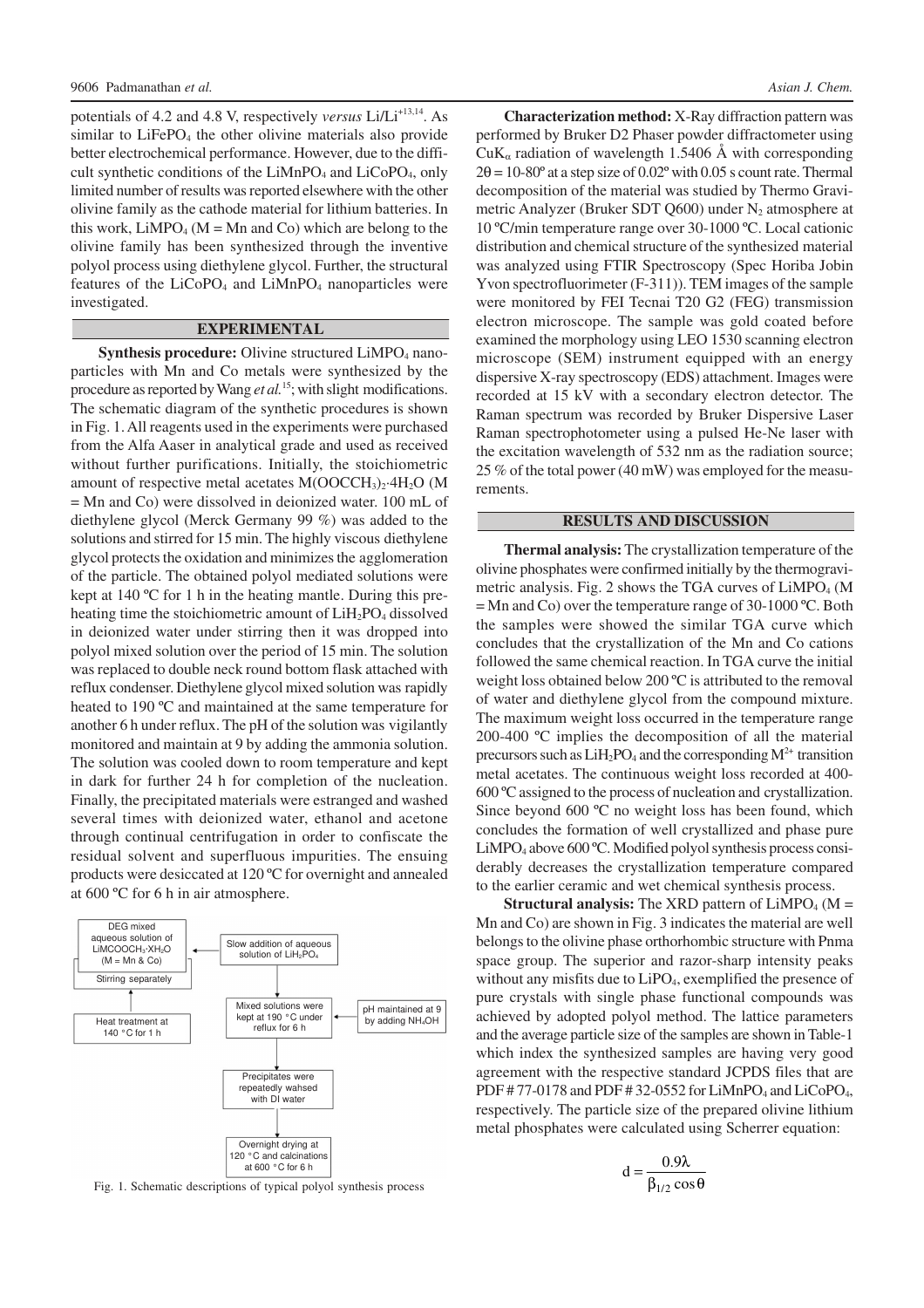potentials of 4.2 and 4.8 V, respectively *versus* $Li/Li^{+}$[13,14]. As similar to $LiFePO_4$ the other olivine materials also provide better electrochemical performance. However, due to the difficult synthetic conditions of the $LiMnPO_4$ and $LiCoPO_4$, only limited number of results was reported elsewhere with the other olivine family as the cathode material for lithium batteries. In this work, $LiMPO_4$ (M = Mn and Co) which are belong to the olivine family has been synthesized through the inventive polyol process using diethylene glycol. Further, the structural features of the $LiCoPO_4$ and $LiMnPO_4$ nanoparticles were investigated.

## EXPERIMENTAL

**Synthesis procedure:** Olivine structured $LiMPO_4$ nanoparticles with Mn and Co metals were synthesized by the procedure as reported by Wang *et al.*[15]; with slight modifications. The schematic diagram of the synthetic procedures is shown in Fig. 1. All reagents used in the experiments were purchased from the Alfa Aaser in analytical grade and used as received without further purifications. Initially, the stoichiometric amount of respective metal acetates $M(OOCCH_3)_2{\cdot}4H_2O$ (M = Mn and Co) were dissolved in deionized water. 100 mL of diethylene glycol (Merck Germany 99 %) was added to the solutions and stirred for 15 min. The highly viscous diethylene glycol protects the oxidation and minimizes the agglomeration of the particle. The obtained polyol mediated solutions were kept at 140 ºC for 1 h in the heating mantle. During this preheating time the stoichiometric amount of $LiH_2PO_4$ dissolved in deionized water under stirring then it was dropped into polyol mixed solution over the period of 15 min. The solution was replaced to double neck round bottom flask attached with reflux condenser. Diethylene glycol mixed solution was rapidly heated to 190 ºC and maintained at the same temperature for another 6 h under reflux. The pH of the solution was vigilantly monitored and maintain at 9 by adding the ammonia solution. The solution was cooled down to room temperature and kept in dark for further 24 h for completion of the nucleation. Finally, the precipitated materials were estranged and washed several times with deionized water, ethanol and acetone through continual centrifugation in order to confiscate the residual solvent and superfluous impurities. The ensuing products were desiccated at 120 ºC for overnight and annealed at 600 ºC for 6 h in air atmosphere.

DEG mixed aqueous solution of $LiMCOOCH_3{\cdot}XH_2O$ (M = Mn & Co) → Stirring separately; Heat treatment at 140 °C for 1 h; Slow addition of aqueous solution of $LiH_2PO_4$; Mixed solutions were kept at 190 °C under reflux for 6 h; pH maintained at 9 by adding $NH_4OH$; Precipitates were repeatedly wahsed with DI water; Overnight drying at 120 °C and calcinations at 600 °C for 6 h

Fig. 1. Schematic descriptions of typical polyol synthesis process

**Characterization method:** X-Ray diffraction pattern was performed by Bruker D2 Phaser powder diffractometer using $CuK_\alpha$ radiation of wavelength 1.5406 Å with corresponding $2\theta$ = 10-80º at a step size of 0.02º with 0.05 s count rate. Thermal decomposition of the material was studied by Thermo Gravimetric Analyzer (Bruker SDT Q600) under $N_2$ atmosphere at 10 ºC/min temperature range over 30-1000 ºC. Local cationic distribution and chemical structure of the synthesized material was analyzed using FTIR Spectroscopy (Spec Horiba Jobin Yvon spectrofluorimeter (F-311)). TEM images of the sample were monitored by FEI Tecnai T20 G2 (FEG) transmission electron microscope. The sample was gold coated before examined the morphology using LEO 1530 scanning electron microscope (SEM) instrument equipped with an energy dispersive X-ray spectroscopy (EDS) attachment. Images were recorded at 15 kV with a secondary electron detector. The Raman spectrum was recorded by Bruker Dispersive Laser Raman spectrophotometer using a pulsed He-Ne laser with the excitation wavelength of 532 nm as the radiation source; 25 % of the total power (40 mW) was employed for the measurements.

## RESULTS AND DISCUSSION

**Thermal analysis:** The crystallization temperature of the olivine phosphates were confirmed initially by the thermogravimetric analysis. Fig. 2 shows the TGA curves of $LiMPO_4$ (M = Mn and Co) over the temperature range of 30-1000 ºC. Both the samples were showed the similar TGA curve which concludes that the crystallization of the Mn and Co cations followed the same chemical reaction. In TGA curve the initial weight loss obtained below 200 ºC is attributed to the removal of water and diethylene glycol from the compound mixture. The maximum weight loss occurred in the temperature range 200-400 ºC implies the decomposition of all the material precursors such as $LiH_2PO_4$ and the corresponding $M^{2+}$ transition metal acetates. The continuous weight loss recorded at 400-600 ºC assigned to the process of nucleation and crystallization. Since beyond 600 ºC no weight loss has been found, which concludes the formation of well crystallized and phase pure $LiMPO_4$ above 600 ºC. Modified polyol synthesis process considerably decreases the crystallization temperature compared to the earlier ceramic and wet chemical synthesis process.

**Structural analysis:** The XRD pattern of $LiMPO_4$ (M = Mn and Co) are shown in Fig. 3 indicates the material are well belongs to the olivine phase orthorhombic structure with Pnma space group. The superior and razor-sharp intensity peaks without any misfits due to $LiPO_4$, exemplified the presence of pure crystals with single phase functional compounds was achieved by adopted polyol method. The lattice parameters and the average particle size of the samples are shown in Table-1 which index the synthesized samples are having very good agreement with the respective standard JCPDS files that are PDF # 77-0178 and PDF # 32-0552 for $LiMnPO_4$ and $LiCoPO_4$, respectively. The particle size of the prepared olivine lithium metal phosphates were calculated using Scherrer equation:

$$d = \frac{0.9\lambda}{\beta_{1/2}\cos\theta}$$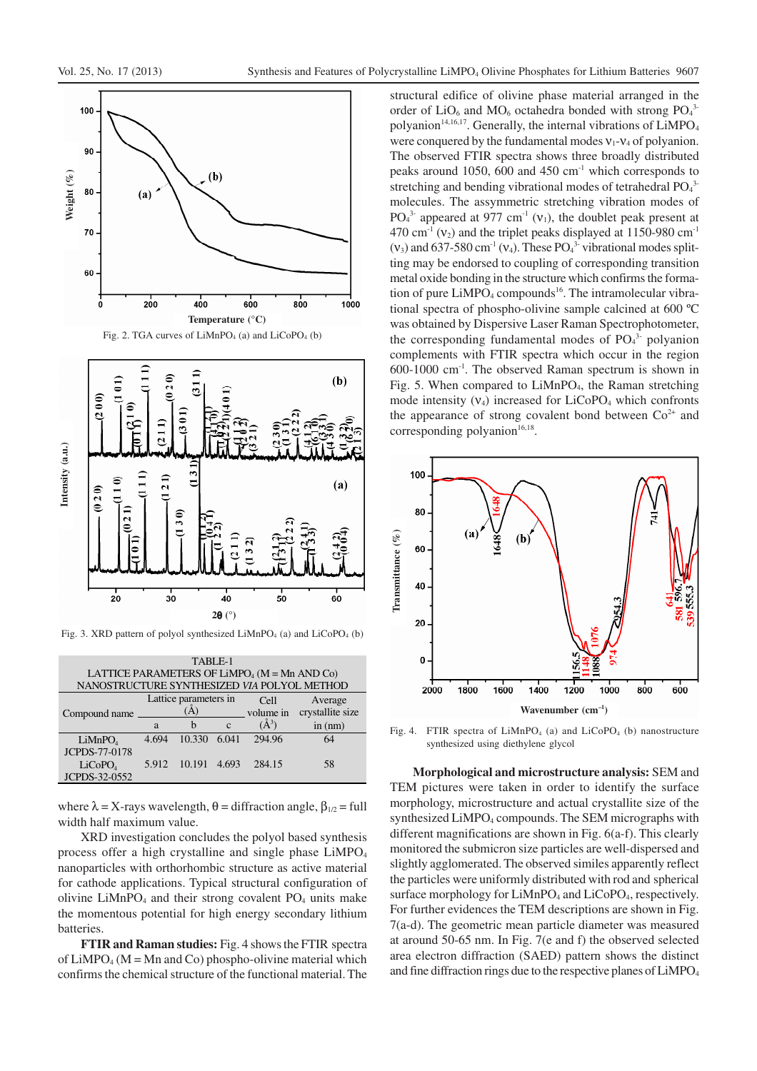Fig. 2. TGA curves of $LiMnPO_4$ (a) and $LiCoPO_4$ (b)

Fig. 3. XRD pattern of polyol synthesized $LiMnPO_4$ (a) and $LiCoPO_4$ (b)

TABLE-1
LATTICE PARAMETERS OF $LiMPO_4$ (M = Mn AND Co) NANOSTRUCTURE SYNTHESIZED *VIA* POLYOL METHOD

| Compound name | Lattice parameters in (Å) | | | Cell volume in (Å³) | Average crystallite size in (nm) |
|---|---|---|---|---|---|
| | a | b | c | | |
| $LiMnPO_4$ JCPDS-77-0178 | 4.694 | 10.330 | 6.041 | 294.96 | 64 |
| $LiCoPO_4$ JCPDS-32-0552 | 5.912 | 10.191 | 4.693 | 284.15 | 58 |

where λ = X-rays wavelength, θ = diffraction angle, $\beta_{1/2}$ = full width half maximum value.

XRD investigation concludes the polyol based synthesis process offer a high crystalline and single phase $LiMPO_4$ nanoparticles with orthorhombic structure as active material for cathode applications. Typical structural configuration of olivine $LiMnPO_4$ and their strong covalent $PO_4$ units make the momentous potential for high energy secondary lithium batteries.

**FTIR and Raman studies:** Fig. 4 shows the FTIR spectra of $LiMPO_4$ (M = Mn and Co) phospho-olivine material which confirms the chemical structure of the functional material. The structural edifice of olivine phase material arranged in the order of $LiO_6$ and $MO_6$ octahedra bonded with strong $PO_4^{3-}$ polyanion[14,16,17]. Generally, the internal vibrations of $LiMPO_4$ were conquered by the fundamental modes $\nu_1$-$\nu_4$ of polyanion. The observed FTIR spectra shows three broadly distributed peaks around 1050, 600 and 450 $cm^{-1}$ which corresponds to stretching and bending vibrational modes of tetrahedral $PO_4^{3-}$ molecules. The assymmetric stretching vibration modes of $PO_4^{3-}$ appeared at 977 $cm^{-1}$ ($\nu_1$), the doublet peak present at 470 $cm^{-1}$ ($\nu_2$) and the triplet peaks displayed at 1150-980 $cm^{-1}$ ($\nu_3$) and 637-580 $cm^{-1}$ ($\nu_4$). These $PO_4^{3-}$ vibrational modes splitting may be endorsed to coupling of corresponding transition metal oxide bonding in the structure which confirms the formation of pure $LiMPO_4$ compounds[16]. The intramolecular vibrational spectra of phospho-olivine sample calcined at 600 ºC was obtained by Dispersive Laser Raman Spectrophotometer, the corresponding fundamental modes of $PO_4^{3-}$ polyanion complements with FTIR spectra which occur in the region 600-1000 $cm^{-1}$. The observed Raman spectrum is shown in Fig. 5. When compared to $LiMnPO_4$, the Raman stretching mode intensity ($\nu_4$) increased for $LiCoPO_4$ which confronts the appearance of strong covalent bond between $Co^{2+}$ and corresponding polyanion[16,18].

Fig. 4. FTIR spectra of $LiMnPO_4$ (a) and $LiCoPO_4$ (b) nanostructure synthesized using diethylene glycol

**Morphological and microstructure analysis:** SEM and TEM pictures were taken in order to identify the surface morphology, microstructure and actual crystallite size of the synthesized $LiMPO_4$ compounds. The SEM micrographs with different magnifications are shown in Fig. 6(a-f). This clearly monitored the submicron size particles are well-dispersed and slightly agglomerated. The observed similes apparently reflect the particles were uniformly distributed with rod and spherical surface morphology for $LiMnPO_4$ and $LiCoPO_4$, respectively. For further evidences the TEM descriptions are shown in Fig. 7(a-d). The geometric mean particle diameter was measured at around 50-65 nm. In Fig. 7(e and f) the observed selected area electron diffraction (SAED) pattern shows the distinct and fine diffraction rings due to the respective planes of $LiMPO_4$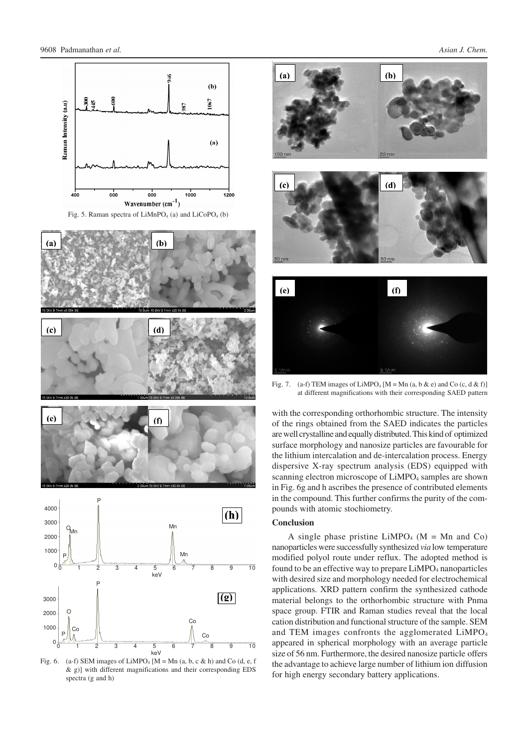Fig. 5. Raman spectra of $LiMnPO_4$ (a) and $LiCoPO_4$ (b)

Fig. 6. (a-f) SEM images of $LiMPO_4$ [M = Mn (a, b, c & h) and Co (d, e, f & g)] with different magnifications and their corresponding EDS spectra (g and h)

Fig. 7. (a-f) TEM images of $LiMPO_4$ [M = Mn (a, b & e) and Co (c, d & f)] at different magnifications with their corresponding SAED pattern

with the corresponding orthorhombic structure. The intensity of the rings obtained from the SAED indicates the particles are well crystalline and equally distributed. This kind of optimized surface morphology and nanosize particles are favourable for the lithium intercalation and de-intercalation process. Energy dispersive X-ray spectrum analysis (EDS) equipped with scanning electron microscope of $LiMPO_4$ samples are shown in Fig. 6g and h ascribes the presence of contributed elements in the compound. This further confirms the purity of the compounds with atomic stochiometry.

## Conclusion

A single phase pristine $LiMPO_4$ (M = Mn and Co) nanoparticles were successfully synthesized *via* low temperature modified polyol route under reflux. The adopted method is found to be an effective way to prepare $LiMPO_4$ nanoparticles with desired size and morphology needed for electrochemical applications. XRD pattern confirm the synthesized cathode material belongs to the orthorhombic structure with Pnma space group. FTIR and Raman studies reveal that the local cation distribution and functional structure of the sample. SEM and TEM images confronts the agglomerated $LiMPO_4$ appeared in spherical morphology with an average particle size of 56 nm. Furthermore, the desired nanosize particle offers the advantage to achieve large number of lithium ion diffusion for high energy secondary battery applications.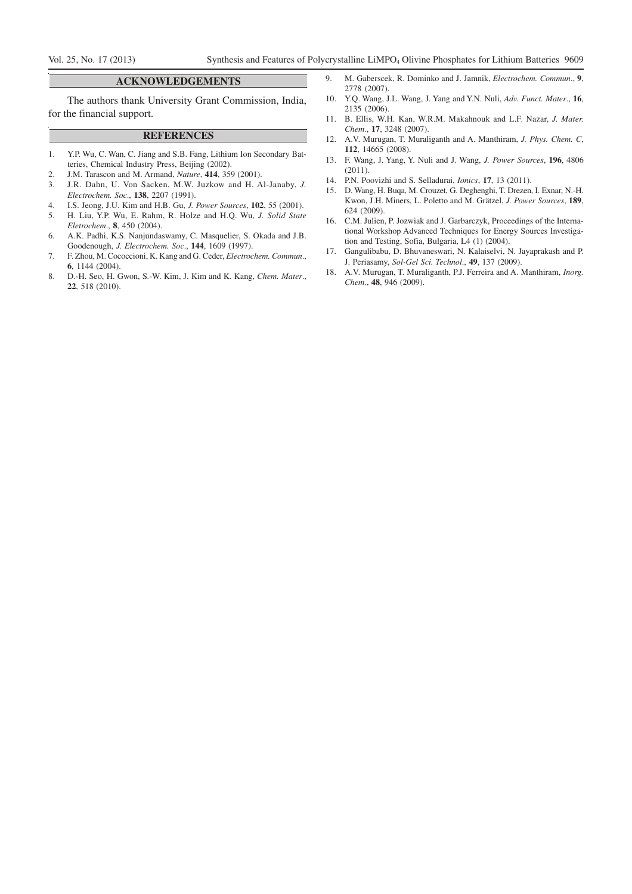## ACKNOWLEDGEMENTS

The authors thank University Grant Commission, India, for the financial support.

## REFERENCES

1. Y.P. Wu, C. Wan, C. Jiang and S.B. Fang, Lithium Ion Secondary Batteries, Chemical Industry Press, Beijing (2002).
2. J.M. Tarascon and M. Armand, *Nature*, **414**, 359 (2001).
3. J.R. Dahn, U. Von Sacken, M.W. Juzkow and H. Al-Janaby, *J. Electrochem. Soc*., **138**, 2207 (1991).
4. I.S. Jeong, J.U. Kim and H.B. Gu, *J. Power Sources*, **102**, 55 (2001).
5. H. Liu, Y.P. Wu, E. Rahm, R. Holze and H.Q. Wu, *J. Solid State Eletrochem*., **8**, 450 (2004).
6. A.K. Padhi, K.S. Nanjundaswamy, C. Masquelier, S. Okada and J.B. Goodenough, *J. Electrochem. Soc*., **144**, 1609 (1997).
7. F. Zhou, M. Cococcioni, K. Kang and G. Ceder, *Electrochem. Commun*., **6**, 1144 (2004).
8. D.-H. Seo, H. Gwon, S.-W. Kim, J. Kim and K. Kang, *Chem. Mater*., **22**, 518 (2010).
9. M. Gaberscek, R. Dominko and J. Jamnik, *Electrochem. Commun*., **9**, 2778 (2007).
10. Y.Q. Wang, J.L. Wang, J. Yang and Y.N. Nuli, *Adv. Funct. Mater*., **16**, 2135 (2006).
11. B. Ellis, W.H. Kan, W.R.M. Makahnouk and L.F. Nazar, *J. Mater. Chem*., **17**, 3248 (2007).
12. A.V. Murugan, T. Muraliganth and A. Manthiram, *J. Phys. Chem. C*, **112**, 14665 (2008).
13. F. Wang, J. Yang, Y. Nuli and J. Wang, *J. Power Sources*, **196**, 4806 (2011).
14. P.N. Poovizhi and S. Selladurai, *Ionics*, **17**, 13 (2011).
15. D. Wang, H. Buqa, M. Crouzet, G. Deghenghi, T. Drezen, I. Exnar, N.-H. Kwon, J.H. Miners, L. Poletto and M. Grätzel, *J. Power Sources*, **189**, 624 (2009).
16. C.M. Julien, P. Jozwiak and J. Garbarczyk, Proceedings of the International Workshop Advanced Techniques for Energy Sources Investigation and Testing, Sofia, Bulgaria, L4 (1) (2004).
17. Gangulibabu, D. Bhuvaneswari, N. Kalaiselvi, N. Jayaprakash and P. J. Periasamy, *Sol-Gel Sci. Technol*., **49**, 137 (2009).
18. A.V. Murugan, T. Muraliganth, P.J. Ferreira and A. Manthiram, *Inorg. Chem*., **48**, 946 (2009).